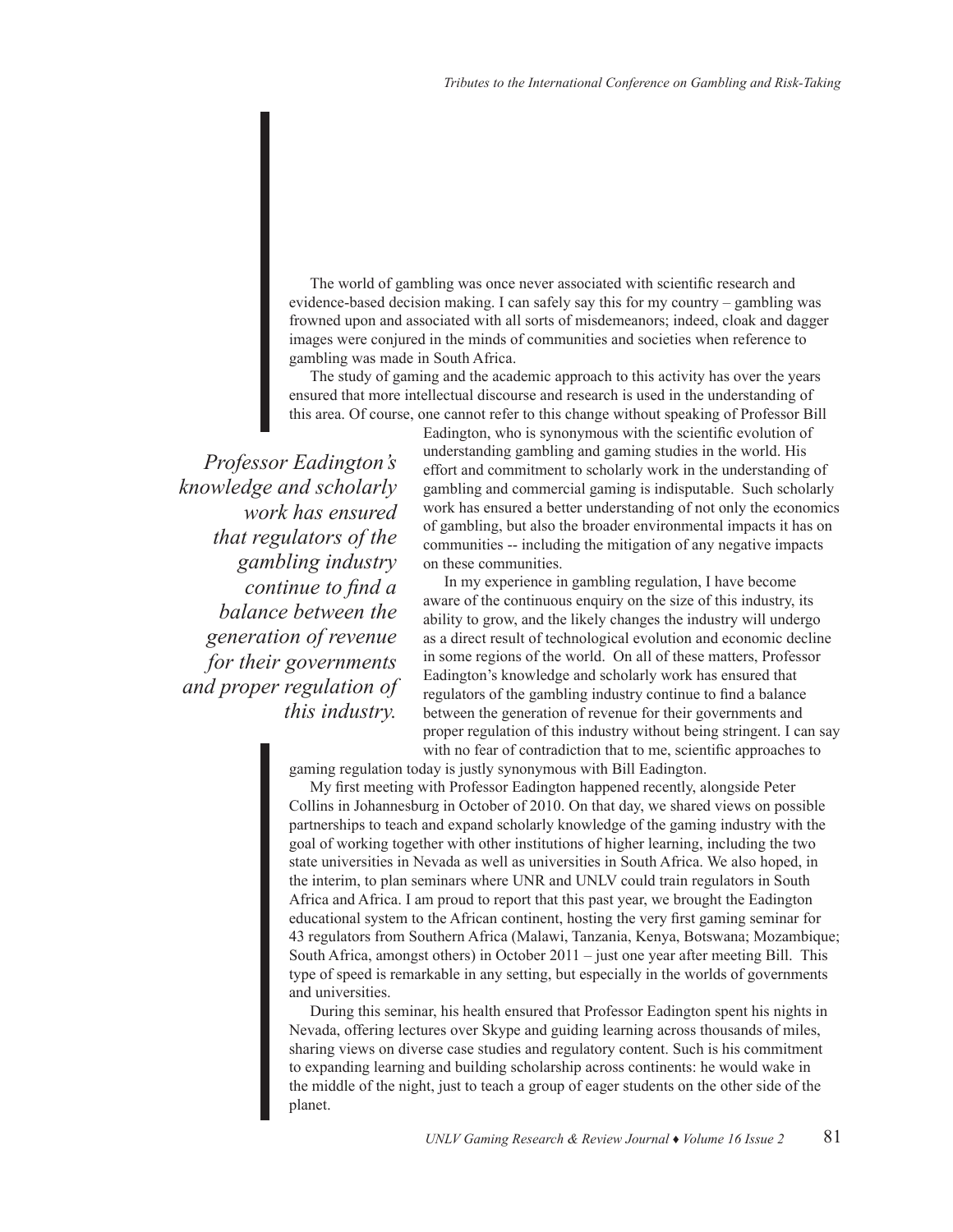The world of gambling was once never associated with scientific research and evidence-based decision making. I can safely say this for my country – gambling was frowned upon and associated with all sorts of misdemeanors; indeed, cloak and dagger images were conjured in the minds of communities and societies when reference to gambling was made in South Africa.

The study of gaming and the academic approach to this activity has over the years ensured that more intellectual discourse and research is used in the understanding of this area. Of course, one cannot refer to this change without speaking of Professor Bill Eadington, who is synonymous with the scientific evolution of understanding gambling and gaming studies in the world. His effort and commitment to scholarly work in the understanding of gambling and commercial gaming is indisputable. Such scholarly work has ensured a better understanding of not only the economics of gambling, but also the broader environmental impacts it has on communities -- including the mitigation of any negative impacts on these communities.

> *Professor Eadington's knowledge and scholarly work has ensured that regulators of the gambling industry continue to find a balance between the generation of revenue for their governments and proper regulation of this industry.*

In my experience in gambling regulation, I have become aware of the continuous enquiry on the size of this industry, its ability to grow, and the likely changes the industry will undergo as a direct result of technological evolution and economic decline in some regions of the world. On all of these matters, Professor Eadington's knowledge and scholarly work has ensured that regulators of the gambling industry continue to find a balance between the generation of revenue for their governments and proper regulation of this industry without being stringent. I can say with no fear of contradiction that to me, scientific approaches to gaming regulation today is justly synonymous with Bill Eadington.

My first meeting with Professor Eadington happened recently, alongside Peter Collins in Johannesburg in October of 2010. On that day, we shared views on possible partnerships to teach and expand scholarly knowledge of the gaming industry with the goal of working together with other institutions of higher learning, including the two state universities in Nevada as well as universities in South Africa. We also hoped, in the interim, to plan seminars where UNR and UNLV could train regulators in South Africa and Africa. I am proud to report that this past year, we brought the Eadington educational system to the African continent, hosting the very first gaming seminar for 43 regulators from Southern Africa (Malawi, Tanzania, Kenya, Botswana; Mozambique; South Africa, amongst others) in October 2011 – just one year after meeting Bill. This type of speed is remarkable in any setting, but especially in the worlds of governments and universities.

During this seminar, his health ensured that Professor Eadington spent his nights in Nevada, offering lectures over Skype and guiding learning across thousands of miles, sharing views on diverse case studies and regulatory content. Such is his commitment to expanding learning and building scholarship across continents: he would wake in the middle of the night, just to teach a group of eager students on the other side of the planet.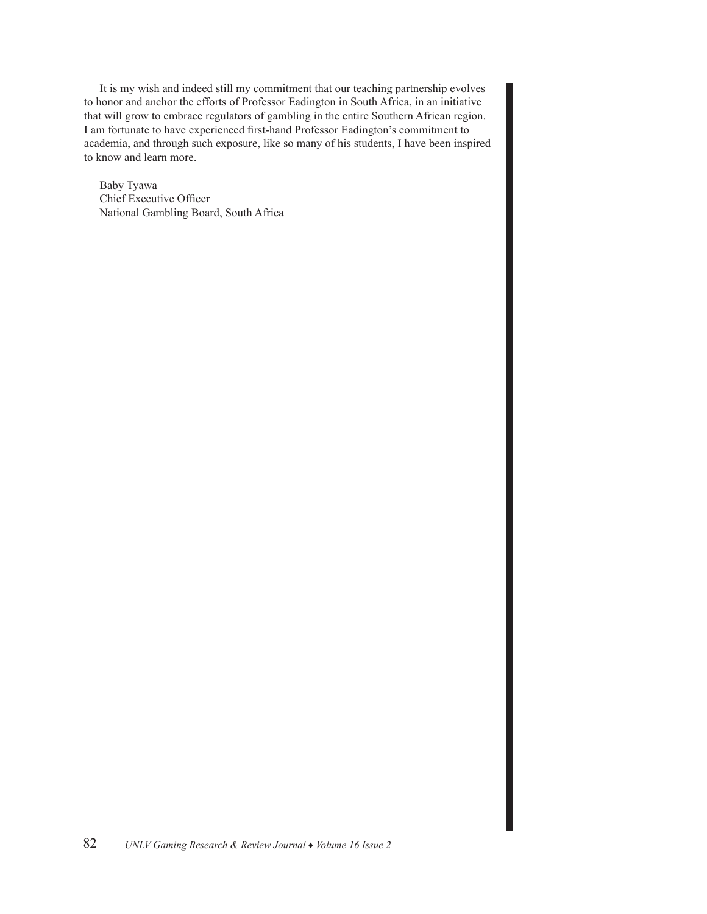It is my wish and indeed still my commitment that our teaching partnership evolves to honor and anchor the efforts of Professor Eadington in South Africa, in an initiative that will grow to embrace regulators of gambling in the entire Southern African region. I am fortunate to have experienced first-hand Professor Eadington's commitment to academia, and through such exposure, like so many of his students, I have been inspired to know and learn more.

Baby Tyawa
Chief Executive Officer
National Gambling Board, South Africa